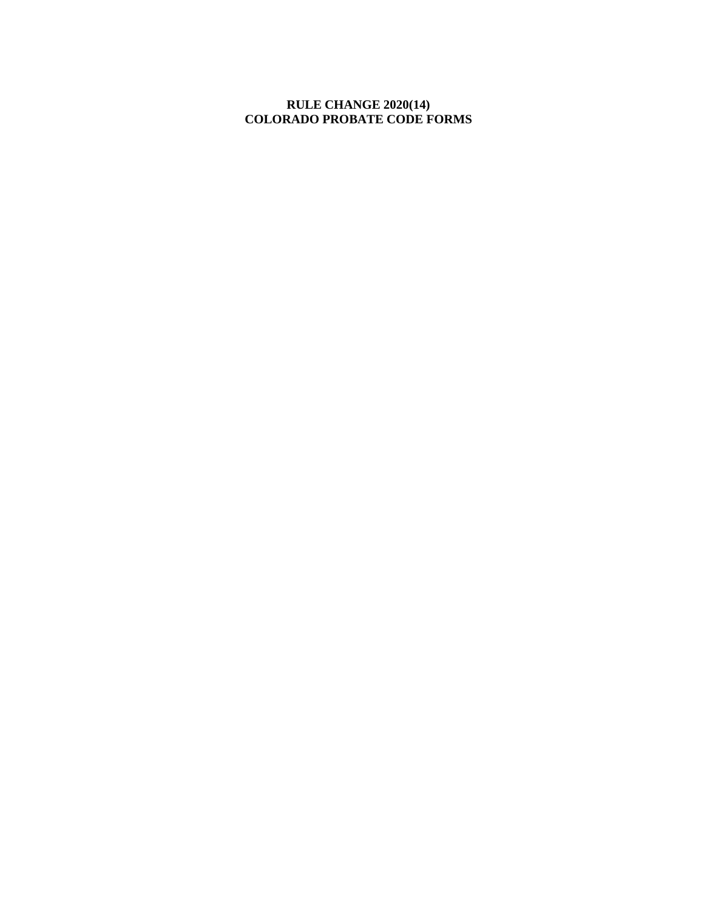**RULE CHANGE 2020(14)**
**COLORADO PROBATE CODE FORMS**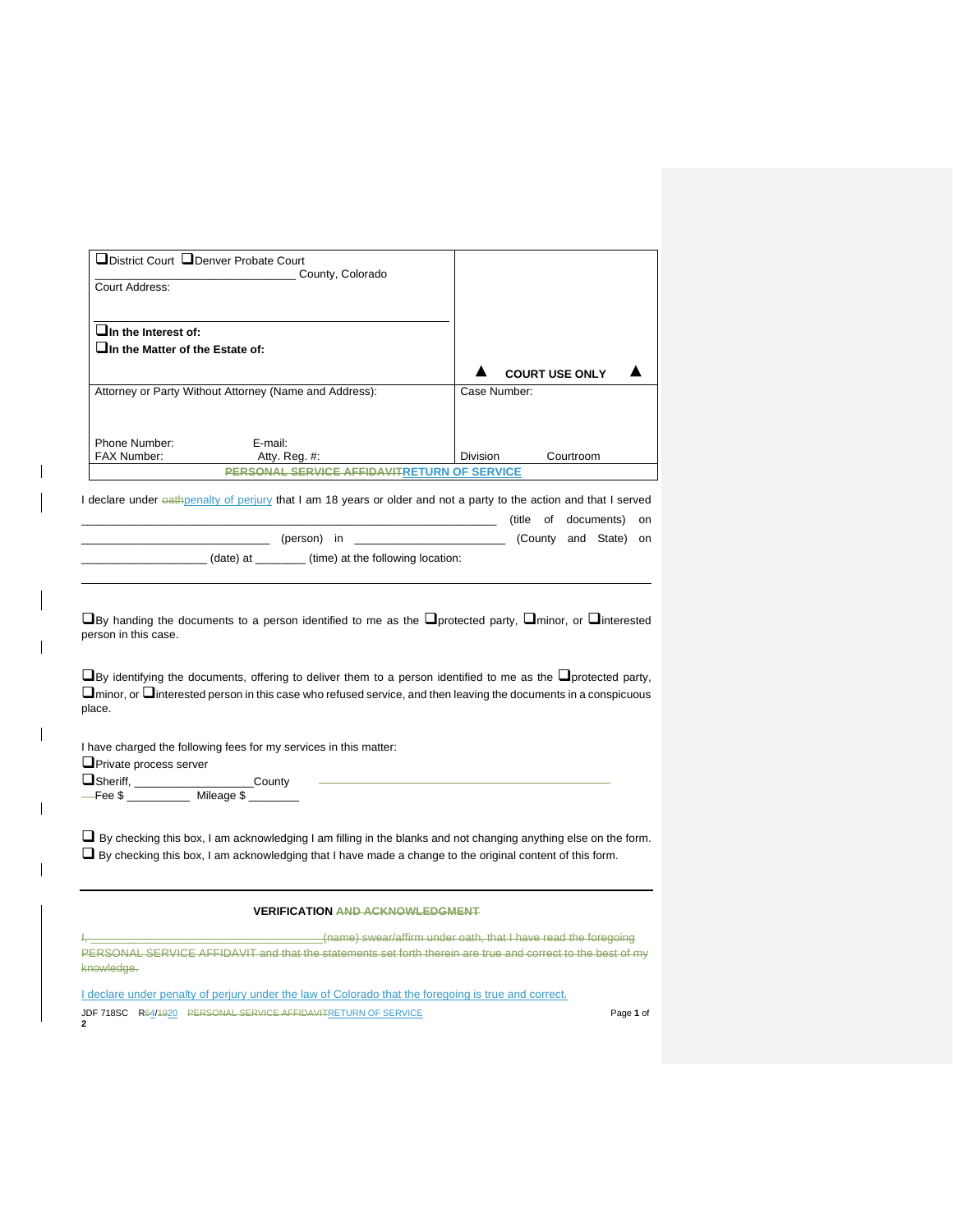| ❑District Court ❑Denver Probate Court<br>______________________________ County, Colorado<br>Court Address:<br><br>❑**In the Interest of:**<br>❑**In the Matter of the Estate of:** | <br><br><br><br><br>▲ **COURT USE ONLY** ▲ |
|---|---|
| Attorney or Party Without Attorney (Name and Address):<br><br>Phone Number: E-mail:<br>FAX Number: Atty. Reg. #: | Case Number:<br><br><br>Division Courtroom |

**~~PERSONAL SERVICE AFFIDAVIT~~RETURN OF SERVICE**

I declare under ~~oath~~penalty of perjury that I am 18 years or older and not a party to the action and that I served _______________________________________________________________ (title of documents) on ____________________________ (person) in _______________________ (County and State) on ___________________ (date) at _______ (time) at the following location:

_____________________________________________________________________________________

❑By handing the documents to a person identified to me as the ❑protected party, ❑minor, or ❑interested person in this case.

❑By identifying the documents, offering to deliver them to a person identified to me as the ❑protected party, ❑minor, or ❑interested person in this case who refused service, and then leaving the documents in a conspicuous place.

I have charged the following fees for my services in this matter:
❑Private process server
❑Sheriff, __________________County
Fee $ _________ Mileage $ ________

❑ By checking this box, I am acknowledging I am filling in the blanks and not changing anything else on the form.
❑ By checking this box, I am acknowledging that I have made a change to the original content of this form.

**VERIFICATION ~~AND ACKNOWLEDGMENT~~**

~~I, ____________________________________(name) swear/affirm under oath, that I have read the foregoing PERSONAL SERVICE AFFIDAVIT and that the statements set forth therein are true and correct to the best of my knowledge.~~

I declare under penalty of perjury under the law of Colorado that the foregoing is true and correct.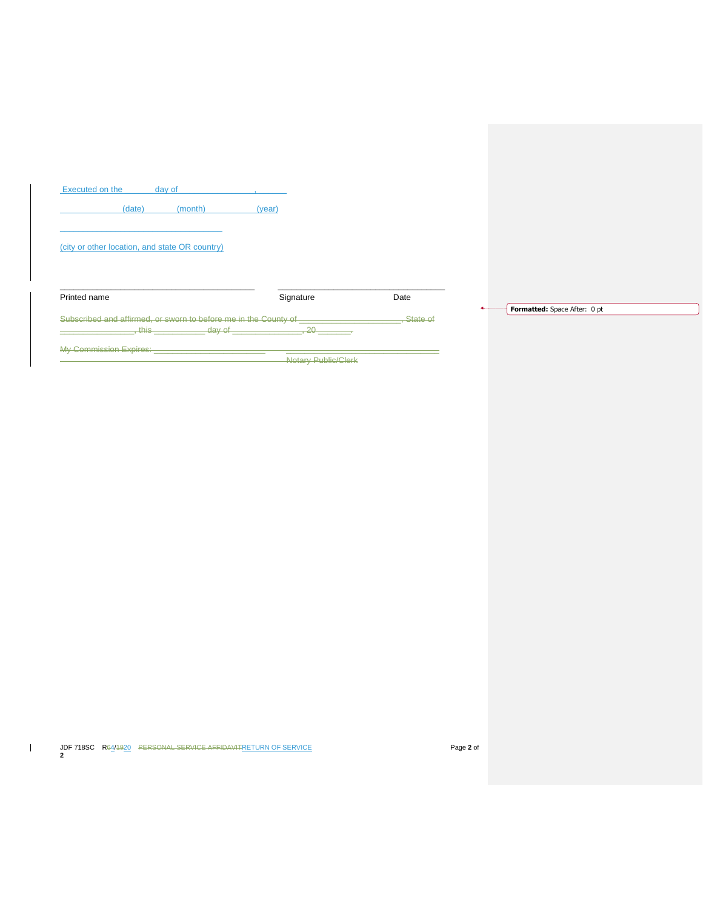Executed on the ______ day of ________________, ______

____________ (date) (month) (year)

________________________________

(city or other location, and state OR country)

______________________________________ ________________________________

Printed name Signature Date

Subscribed and affirmed, or sworn to before me in the County of ____________________, State of _______________, this ___________ day of ______________, 20 _______.

My Commission Expires: ______________________ ________________________________

Notary Public/Clerk

Formatted: Space After: 0 pt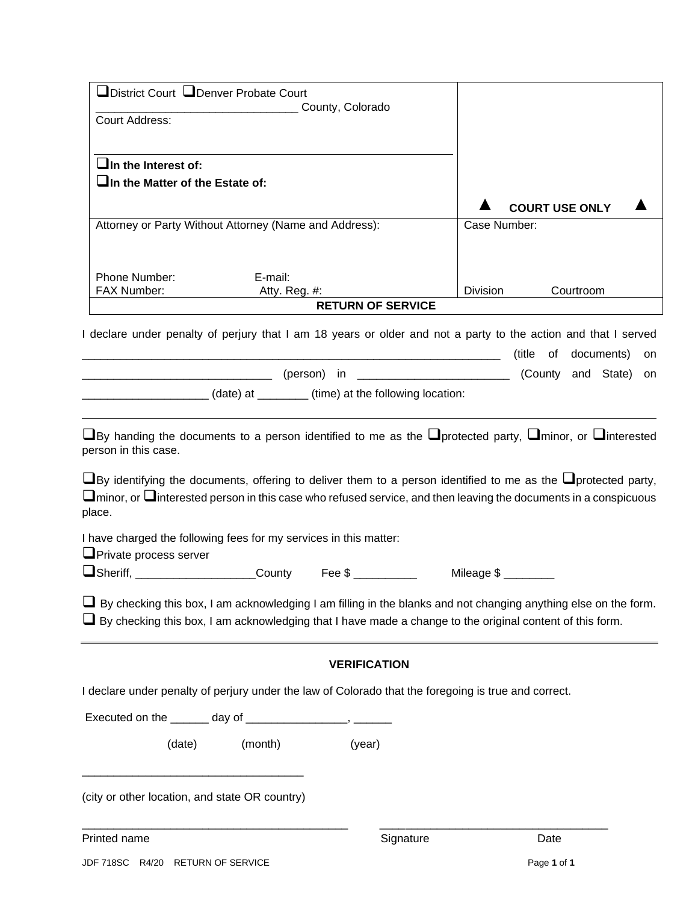| | |
|---|---|
| ❑District Court ❑Denver Probate Court<br>_______________________________ County, Colorado<br>Court Address:<br><br>❑**In the Interest of:**<br>❑**In the Matter of the Estate of:** | ▲ **COURT USE ONLY** ▲ |
| Attorney or Party Without Attorney (Name and Address):<br><br><br>Phone Number: E-mail:<br>FAX Number: Atty. Reg. #: | Case Number:<br><br><br><br>Division Courtroom |

**RETURN OF SERVICE**

I declare under penalty of perjury that I am 18 years or older and not a party to the action and that I served ________________________________________________________________ (title of documents) on _____________________________ (person) in _______________________ (County and State) on ___________________ (date) at ________ (time) at the following location:

_______________________________________________________________________________

❑By handing the documents to a person identified to me as the ❑protected party, ❑minor, or ❑interested person in this case.

❑By identifying the documents, offering to deliver them to a person identified to me as the ❑protected party, ❑minor, or ❑interested person in this case who refused service, and then leaving the documents in a conspicuous place.

I have charged the following fees for my services in this matter:

❑Private process server

❑Sheriff, __________________County Fee $ __________ Mileage $ ________

❑ By checking this box, I am acknowledging I am filling in the blanks and not changing anything else on the form.

❑ By checking this box, I am acknowledging that I have made a change to the original content of this form.

---

**VERIFICATION**

I declare under penalty of perjury under the law of Colorado that the foregoing is true and correct.

Executed on the ______ day of ________________, ______

(date) (month) (year)

__________________________________

(city or other location, and state OR country)

___________________________________________ ____________________________________

Printed name Signature Date

JDF 718SC R4/20 RETURN OF SERVICE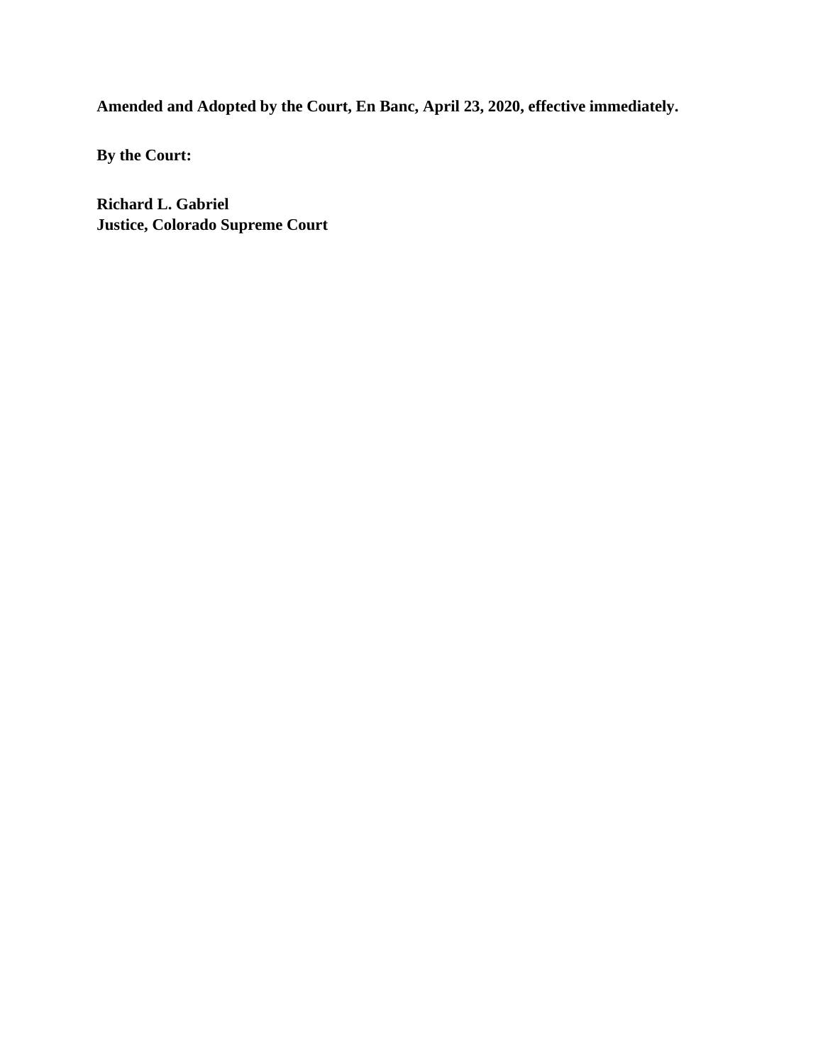**Amended and Adopted by the Court, En Banc, April 23, 2020, effective immediately.**

**By the Court:**

**Richard L. Gabriel**
**Justice, Colorado Supreme Court**